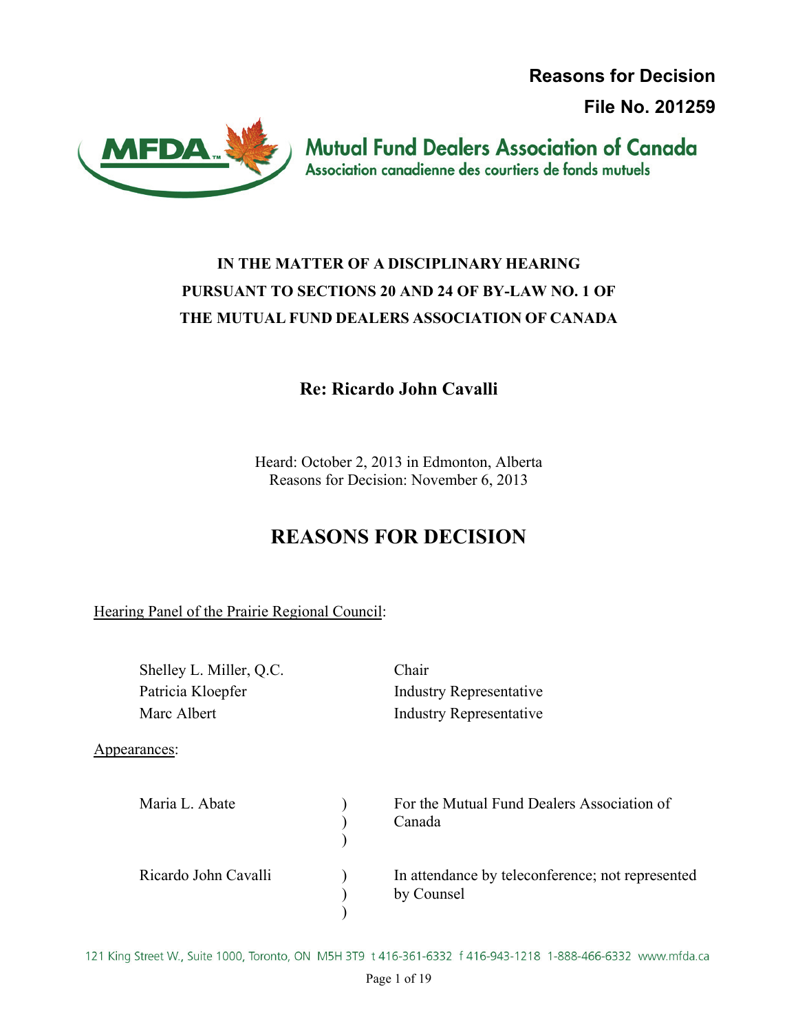**Reasons for Decision**

**File No. 201259**

Mutual Fund Dealers Association of Canada
Association canadienne des courtiers de fonds mutuels

**IN THE MATTER OF A DISCIPLINARY HEARING PURSUANT TO SECTIONS 20 AND 24 OF BY-LAW NO. 1 OF THE MUTUAL FUND DEALERS ASSOCIATION OF CANADA**

## Re: Ricardo John Cavalli

Heard: October 2, 2013 in Edmonton, Alberta
Reasons for Decision: November 6, 2013

# REASONS FOR DECISION

Hearing Panel of the Prairie Regional Council:

| | |
|---|---|
| Shelley L. Miller, Q.C. | Chair |
| Patricia Kloepfer | Industry Representative |
| Marc Albert | Industry Representative |

Appearances:

| | |
|---|---|
| Maria L. Abate | For the Mutual Fund Dealers Association of Canada |
| Ricardo John Cavalli | In attendance by teleconference; not represented by Counsel |

121 King Street W., Suite 1000, Toronto, ON M5H 3T9 t 416-361-6332 f 416-943-1218 1-888-466-6332 www.mfda.ca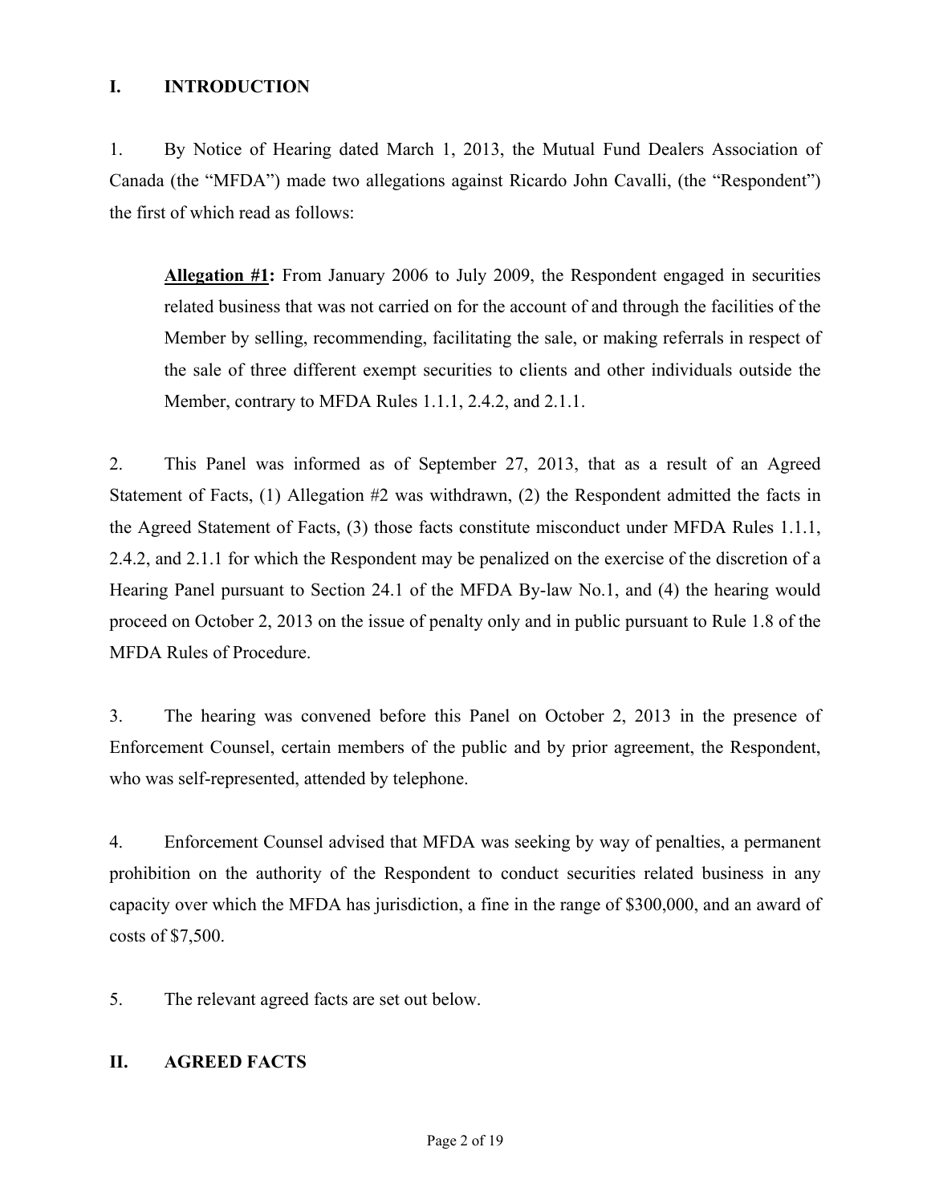## I. INTRODUCTION

1. By Notice of Hearing dated March 1, 2013, the Mutual Fund Dealers Association of Canada (the "MFDA") made two allegations against Ricardo John Cavalli, (the "Respondent") the first of which read as follows:

> **Allegation #1:** From January 2006 to July 2009, the Respondent engaged in securities related business that was not carried on for the account of and through the facilities of the Member by selling, recommending, facilitating the sale, or making referrals in respect of the sale of three different exempt securities to clients and other individuals outside the Member, contrary to MFDA Rules 1.1.1, 2.4.2, and 2.1.1.

2. This Panel was informed as of September 27, 2013, that as a result of an Agreed Statement of Facts, (1) Allegation #2 was withdrawn, (2) the Respondent admitted the facts in the Agreed Statement of Facts, (3) those facts constitute misconduct under MFDA Rules 1.1.1, 2.4.2, and 2.1.1 for which the Respondent may be penalized on the exercise of the discretion of a Hearing Panel pursuant to Section 24.1 of the MFDA By-law No.1, and (4) the hearing would proceed on October 2, 2013 on the issue of penalty only and in public pursuant to Rule 1.8 of the MFDA Rules of Procedure.

3. The hearing was convened before this Panel on October 2, 2013 in the presence of Enforcement Counsel, certain members of the public and by prior agreement, the Respondent, who was self-represented, attended by telephone.

4. Enforcement Counsel advised that MFDA was seeking by way of penalties, a permanent prohibition on the authority of the Respondent to conduct securities related business in any capacity over which the MFDA has jurisdiction, a fine in the range of $300,000, and an award of costs of $7,500.

5. The relevant agreed facts are set out below.

## II. AGREED FACTS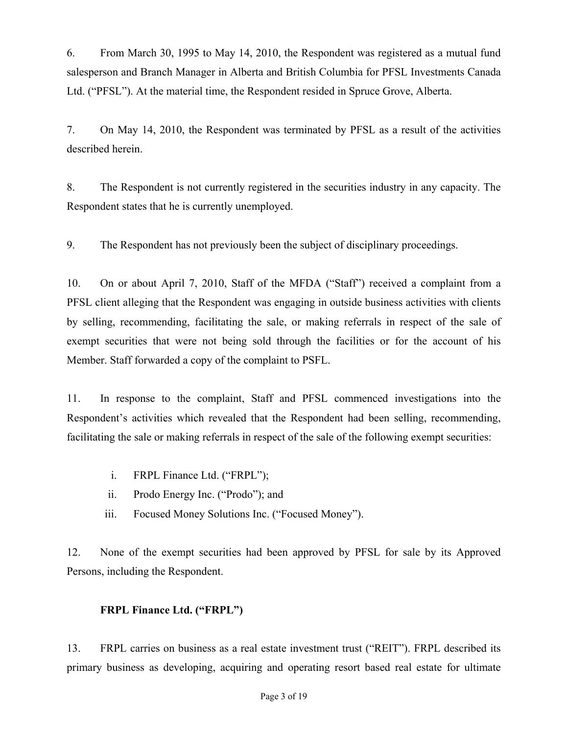6. From March 30, 1995 to May 14, 2010, the Respondent was registered as a mutual fund salesperson and Branch Manager in Alberta and British Columbia for PFSL Investments Canada Ltd. ("PFSL"). At the material time, the Respondent resided in Spruce Grove, Alberta.

7. On May 14, 2010, the Respondent was terminated by PFSL as a result of the activities described herein.

8. The Respondent is not currently registered in the securities industry in any capacity. The Respondent states that he is currently unemployed.

9. The Respondent has not previously been the subject of disciplinary proceedings.

10. On or about April 7, 2010, Staff of the MFDA ("Staff") received a complaint from a PFSL client alleging that the Respondent was engaging in outside business activities with clients by selling, recommending, facilitating the sale, or making referrals in respect of the sale of exempt securities that were not being sold through the facilities or for the account of his Member. Staff forwarded a copy of the complaint to PSFL.

11. In response to the complaint, Staff and PFSL commenced investigations into the Respondent's activities which revealed that the Respondent had been selling, recommending, facilitating the sale or making referrals in respect of the sale of the following exempt securities:

i. FRPL Finance Ltd. ("FRPL");
ii. Prodo Energy Inc. ("Prodo"); and
iii. Focused Money Solutions Inc. ("Focused Money").

12. None of the exempt securities had been approved by PFSL for sale by its Approved Persons, including the Respondent.

**FRPL Finance Ltd. ("FRPL")**

13. FRPL carries on business as a real estate investment trust ("REIT"). FRPL described its primary business as developing, acquiring and operating resort based real estate for ultimate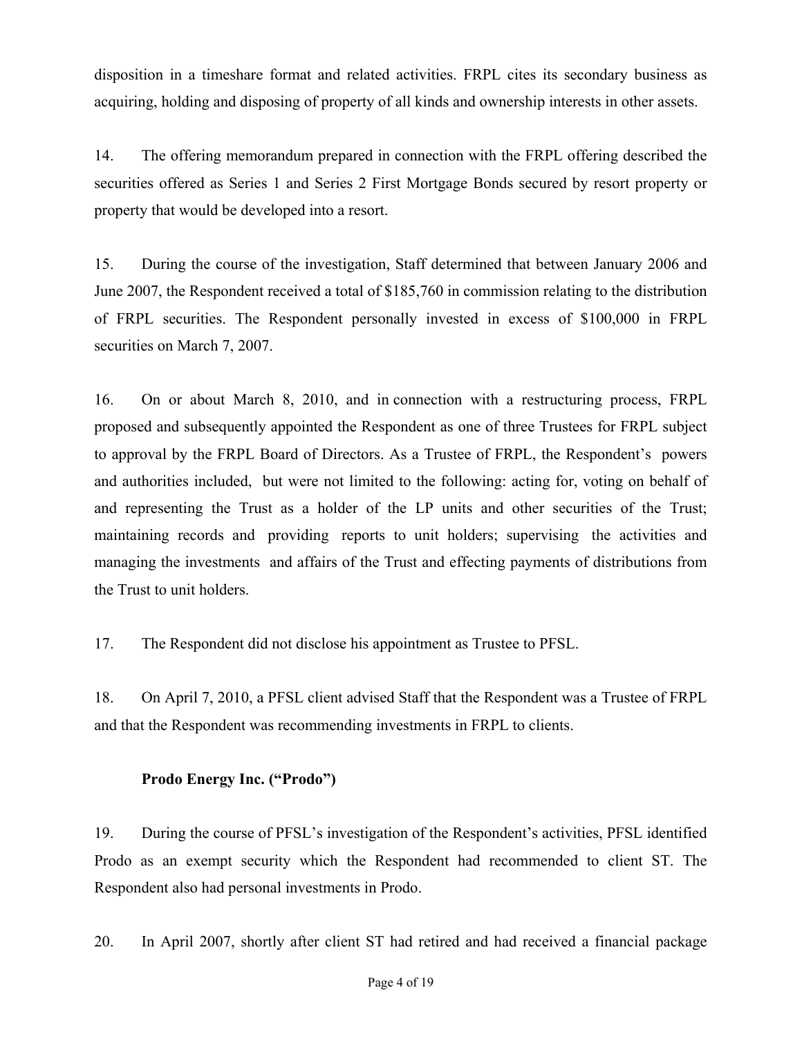disposition in a timeshare format and related activities. FRPL cites its secondary business as acquiring, holding and disposing of property of all kinds and ownership interests in other assets.

14. The offering memorandum prepared in connection with the FRPL offering described the securities offered as Series 1 and Series 2 First Mortgage Bonds secured by resort property or property that would be developed into a resort.

15. During the course of the investigation, Staff determined that between January 2006 and June 2007, the Respondent received a total of $185,760 in commission relating to the distribution of FRPL securities. The Respondent personally invested in excess of $100,000 in FRPL securities on March 7, 2007.

16. On or about March 8, 2010, and in connection with a restructuring process, FRPL proposed and subsequently appointed the Respondent as one of three Trustees for FRPL subject to approval by the FRPL Board of Directors. As a Trustee of FRPL, the Respondent's powers and authorities included, but were not limited to the following: acting for, voting on behalf of and representing the Trust as a holder of the LP units and other securities of the Trust; maintaining records and providing reports to unit holders; supervising the activities and managing the investments and affairs of the Trust and effecting payments of distributions from the Trust to unit holders.

17. The Respondent did not disclose his appointment as Trustee to PFSL.

18. On April 7, 2010, a PFSL client advised Staff that the Respondent was a Trustee of FRPL and that the Respondent was recommending investments in FRPL to clients.

**Prodo Energy Inc. ("Prodo")**

19. During the course of PFSL's investigation of the Respondent's activities, PFSL identified Prodo as an exempt security which the Respondent had recommended to client ST. The Respondent also had personal investments in Prodo.

20. In April 2007, shortly after client ST had retired and had received a financial package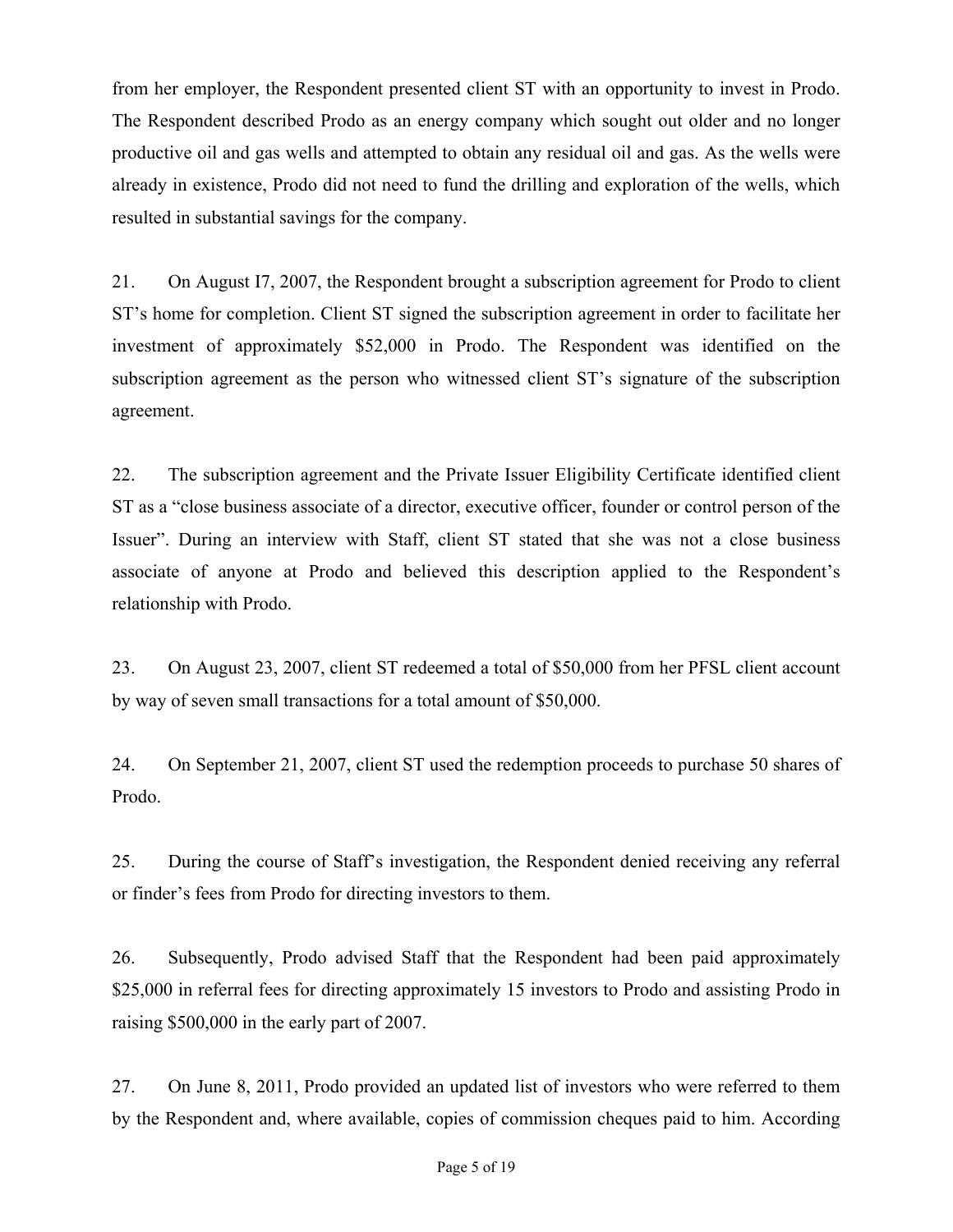from her employer, the Respondent presented client ST with an opportunity to invest in Prodo. The Respondent described Prodo as an energy company which sought out older and no longer productive oil and gas wells and attempted to obtain any residual oil and gas. As the wells were already in existence, Prodo did not need to fund the drilling and exploration of the wells, which resulted in substantial savings for the company.

21. On August I7, 2007, the Respondent brought a subscription agreement for Prodo to client ST's home for completion. Client ST signed the subscription agreement in order to facilitate her investment of approximately $52,000 in Prodo. The Respondent was identified on the subscription agreement as the person who witnessed client ST's signature of the subscription agreement.

22. The subscription agreement and the Private Issuer Eligibility Certificate identified client ST as a "close business associate of a director, executive officer, founder or control person of the Issuer". During an interview with Staff, client ST stated that she was not a close business associate of anyone at Prodo and believed this description applied to the Respondent's relationship with Prodo.

23. On August 23, 2007, client ST redeemed a total of $50,000 from her PFSL client account by way of seven small transactions for a total amount of $50,000.

24. On September 21, 2007, client ST used the redemption proceeds to purchase 50 shares of Prodo.

25. During the course of Staff's investigation, the Respondent denied receiving any referral or finder's fees from Prodo for directing investors to them.

26. Subsequently, Prodo advised Staff that the Respondent had been paid approximately $25,000 in referral fees for directing approximately 15 investors to Prodo and assisting Prodo in raising $500,000 in the early part of 2007.

27. On June 8, 2011, Prodo provided an updated list of investors who were referred to them by the Respondent and, where available, copies of commission cheques paid to him. According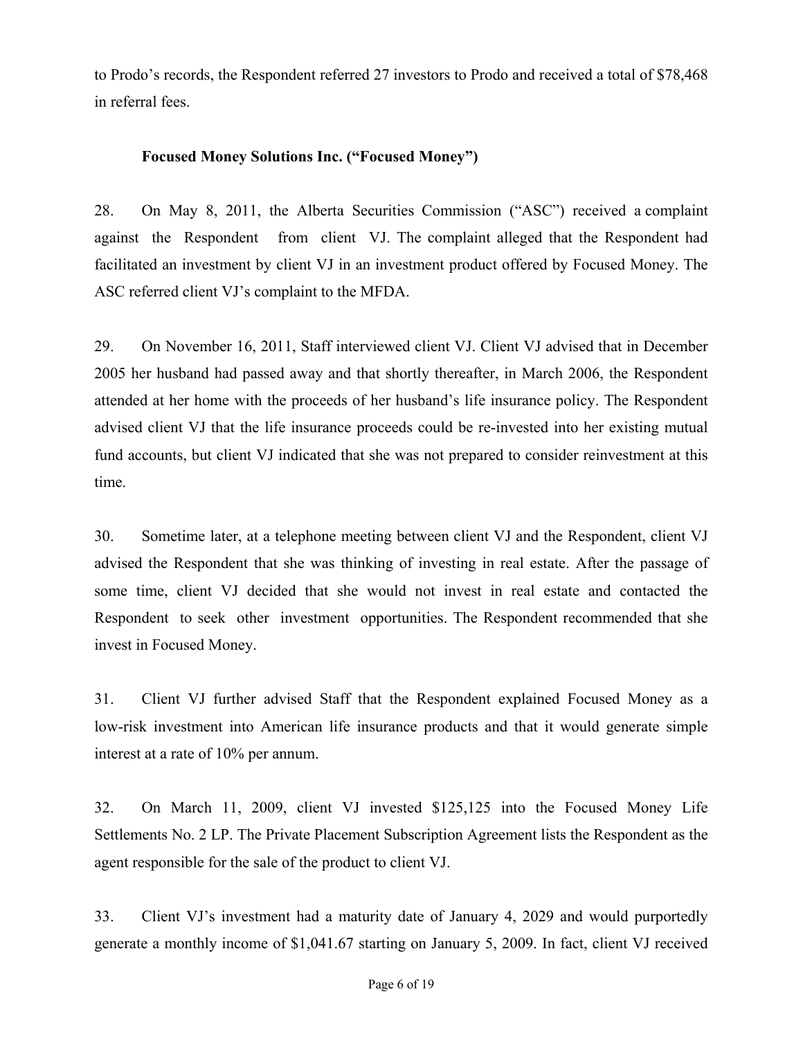to Prodo's records, the Respondent referred 27 investors to Prodo and received a total of $78,468 in referral fees.

**Focused Money Solutions Inc. ("Focused Money")**

28. On May 8, 2011, the Alberta Securities Commission ("ASC") received a complaint against the Respondent from client VJ. The complaint alleged that the Respondent had facilitated an investment by client VJ in an investment product offered by Focused Money. The ASC referred client VJ's complaint to the MFDA.

29. On November 16, 2011, Staff interviewed client VJ. Client VJ advised that in December 2005 her husband had passed away and that shortly thereafter, in March 2006, the Respondent attended at her home with the proceeds of her husband's life insurance policy. The Respondent advised client VJ that the life insurance proceeds could be re-invested into her existing mutual fund accounts, but client VJ indicated that she was not prepared to consider reinvestment at this time.

30. Sometime later, at a telephone meeting between client VJ and the Respondent, client VJ advised the Respondent that she was thinking of investing in real estate. After the passage of some time, client VJ decided that she would not invest in real estate and contacted the Respondent to seek other investment opportunities. The Respondent recommended that she invest in Focused Money.

31. Client VJ further advised Staff that the Respondent explained Focused Money as a low-risk investment into American life insurance products and that it would generate simple interest at a rate of 10% per annum.

32. On March 11, 2009, client VJ invested $125,125 into the Focused Money Life Settlements No. 2 LP. The Private Placement Subscription Agreement lists the Respondent as the agent responsible for the sale of the product to client VJ.

33. Client VJ's investment had a maturity date of January 4, 2029 and would purportedly generate a monthly income of $1,041.67 starting on January 5, 2009. In fact, client VJ received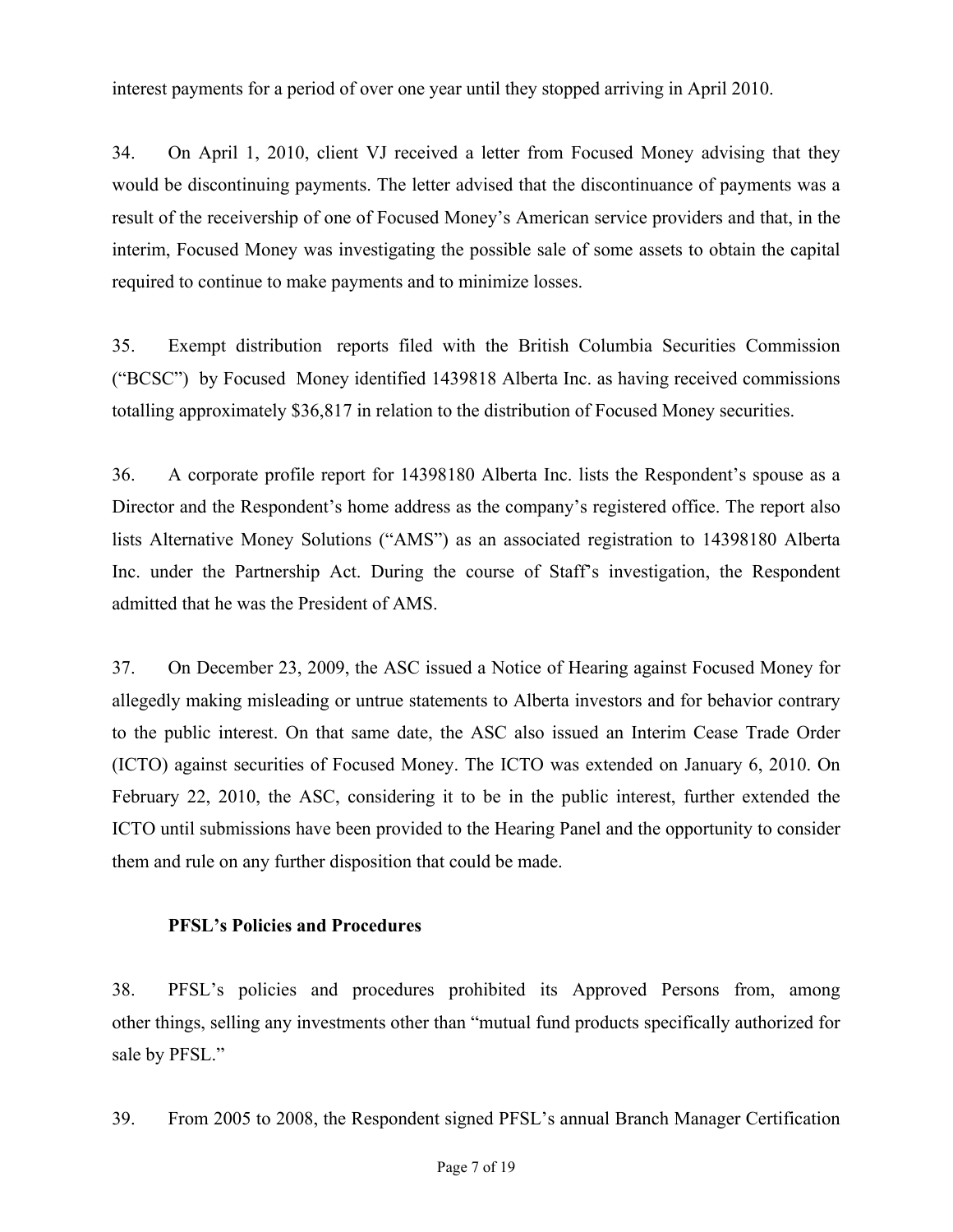interest payments for a period of over one year until they stopped arriving in April 2010.

34. On April 1, 2010, client VJ received a letter from Focused Money advising that they would be discontinuing payments. The letter advised that the discontinuance of payments was a result of the receivership of one of Focused Money's American service providers and that, in the interim, Focused Money was investigating the possible sale of some assets to obtain the capital required to continue to make payments and to minimize losses.

35. Exempt distribution reports filed with the British Columbia Securities Commission ("BCSC") by Focused Money identified 1439818 Alberta Inc. as having received commissions totalling approximately $36,817 in relation to the distribution of Focused Money securities.

36. A corporate profile report for 14398180 Alberta Inc. lists the Respondent's spouse as a Director and the Respondent's home address as the company's registered office. The report also lists Alternative Money Solutions ("AMS") as an associated registration to 14398180 Alberta Inc. under the Partnership Act. During the course of Staff's investigation, the Respondent admitted that he was the President of AMS.

37. On December 23, 2009, the ASC issued a Notice of Hearing against Focused Money for allegedly making misleading or untrue statements to Alberta investors and for behavior contrary to the public interest. On that same date, the ASC also issued an Interim Cease Trade Order (ICTO) against securities of Focused Money. The ICTO was extended on January 6, 2010. On February 22, 2010, the ASC, considering it to be in the public interest, further extended the ICTO until submissions have been provided to the Hearing Panel and the opportunity to consider them and rule on any further disposition that could be made.

**PFSL's Policies and Procedures**

38. PFSL's policies and procedures prohibited its Approved Persons from, among other things, selling any investments other than "mutual fund products specifically authorized for sale by PFSL."

39. From 2005 to 2008, the Respondent signed PFSL's annual Branch Manager Certification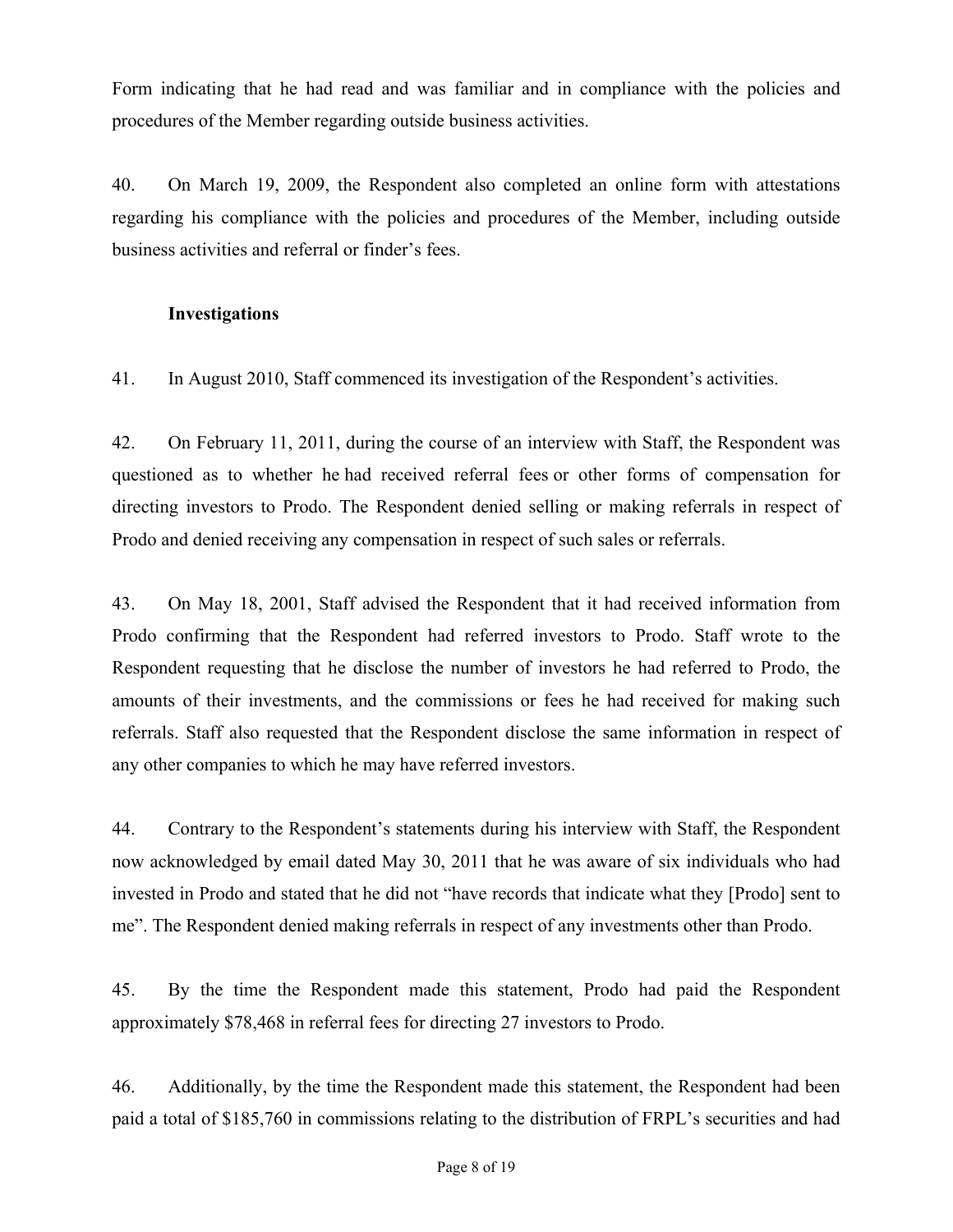Form indicating that he had read and was familiar and in compliance with the policies and procedures of the Member regarding outside business activities.

40. On March 19, 2009, the Respondent also completed an online form with attestations regarding his compliance with the policies and procedures of the Member, including outside business activities and referral or finder's fees.

**Investigations**

41. In August 2010, Staff commenced its investigation of the Respondent's activities.

42. On February 11, 2011, during the course of an interview with Staff, the Respondent was questioned as to whether he had received referral fees or other forms of compensation for directing investors to Prodo. The Respondent denied selling or making referrals in respect of Prodo and denied receiving any compensation in respect of such sales or referrals.

43. On May 18, 2001, Staff advised the Respondent that it had received information from Prodo confirming that the Respondent had referred investors to Prodo. Staff wrote to the Respondent requesting that he disclose the number of investors he had referred to Prodo, the amounts of their investments, and the commissions or fees he had received for making such referrals. Staff also requested that the Respondent disclose the same information in respect of any other companies to which he may have referred investors.

44. Contrary to the Respondent's statements during his interview with Staff, the Respondent now acknowledged by email dated May 30, 2011 that he was aware of six individuals who had invested in Prodo and stated that he did not "have records that indicate what they [Prodo] sent to me". The Respondent denied making referrals in respect of any investments other than Prodo.

45. By the time the Respondent made this statement, Prodo had paid the Respondent approximately $78,468 in referral fees for directing 27 investors to Prodo.

46. Additionally, by the time the Respondent made this statement, the Respondent had been paid a total of $185,760 in commissions relating to the distribution of FRPL's securities and had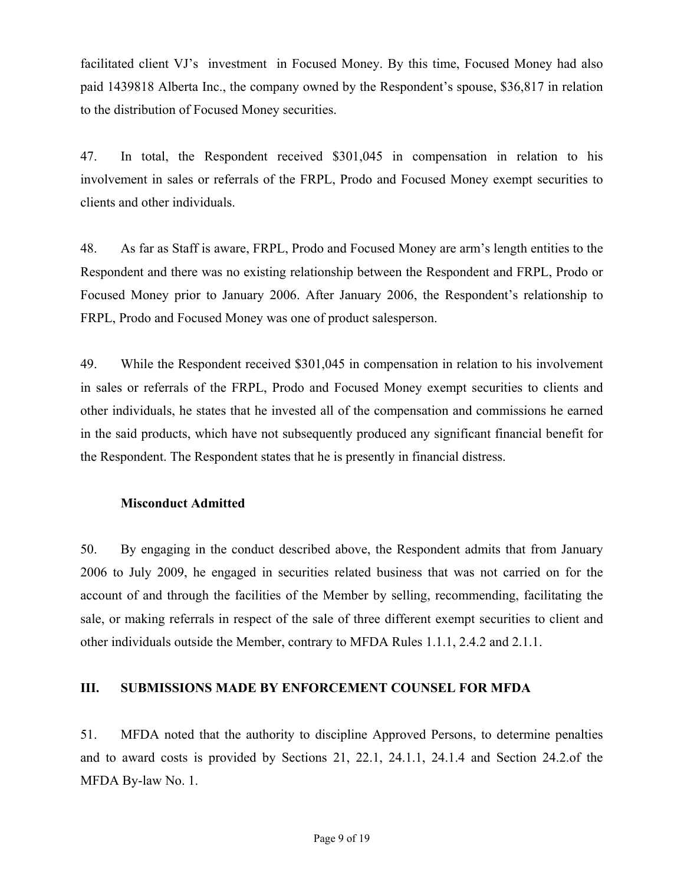facilitated client VJ's investment in Focused Money. By this time, Focused Money had also paid 1439818 Alberta Inc., the company owned by the Respondent's spouse, $36,817 in relation to the distribution of Focused Money securities.

47. In total, the Respondent received $301,045 in compensation in relation to his involvement in sales or referrals of the FRPL, Prodo and Focused Money exempt securities to clients and other individuals.

48. As far as Staff is aware, FRPL, Prodo and Focused Money are arm's length entities to the Respondent and there was no existing relationship between the Respondent and FRPL, Prodo or Focused Money prior to January 2006. After January 2006, the Respondent's relationship to FRPL, Prodo and Focused Money was one of product salesperson.

49. While the Respondent received $301,045 in compensation in relation to his involvement in sales or referrals of the FRPL, Prodo and Focused Money exempt securities to clients and other individuals, he states that he invested all of the compensation and commissions he earned in the said products, which have not subsequently produced any significant financial benefit for the Respondent. The Respondent states that he is presently in financial distress.

**Misconduct Admitted**

50. By engaging in the conduct described above, the Respondent admits that from January 2006 to July 2009, he engaged in securities related business that was not carried on for the account of and through the facilities of the Member by selling, recommending, facilitating the sale, or making referrals in respect of the sale of three different exempt securities to client and other individuals outside the Member, contrary to MFDA Rules 1.1.1, 2.4.2 and 2.1.1.

## III. SUBMISSIONS MADE BY ENFORCEMENT COUNSEL FOR MFDA

51. MFDA noted that the authority to discipline Approved Persons, to determine penalties and to award costs is provided by Sections 21, 22.1, 24.1.1, 24.1.4 and Section 24.2.of the MFDA By-law No. 1.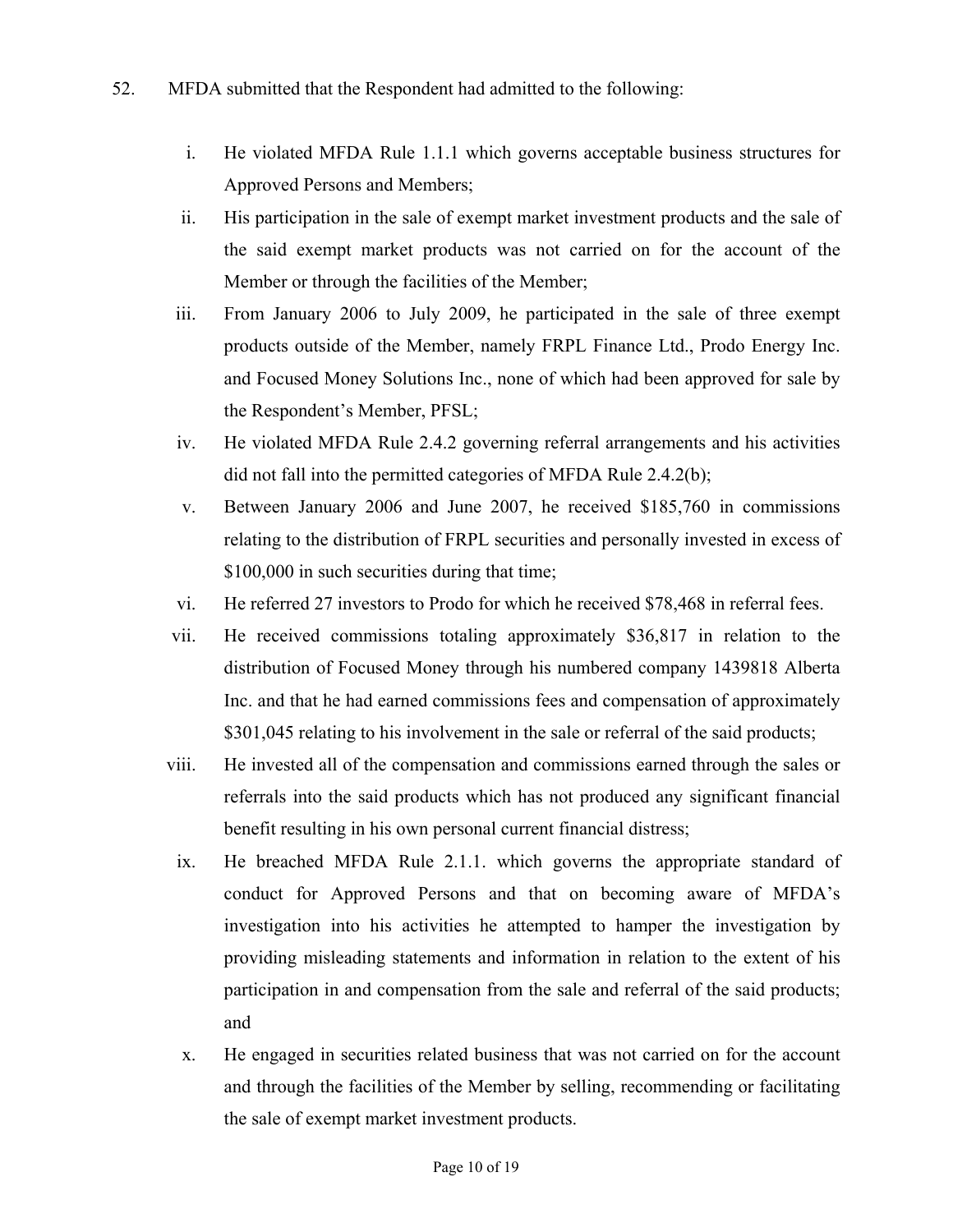52. MFDA submitted that the Respondent had admitted to the following:

   i. He violated MFDA Rule 1.1.1 which governs acceptable business structures for Approved Persons and Members;

   ii. His participation in the sale of exempt market investment products and the sale of the said exempt market products was not carried on for the account of the Member or through the facilities of the Member;

   iii. From January 2006 to July 2009, he participated in the sale of three exempt products outside of the Member, namely FRPL Finance Ltd., Prodo Energy Inc. and Focused Money Solutions Inc., none of which had been approved for sale by the Respondent's Member, PFSL;

   iv. He violated MFDA Rule 2.4.2 governing referral arrangements and his activities did not fall into the permitted categories of MFDA Rule 2.4.2(b);

   v. Between January 2006 and June 2007, he received $185,760 in commissions relating to the distribution of FRPL securities and personally invested in excess of $100,000 in such securities during that time;

   vi. He referred 27 investors to Prodo for which he received $78,468 in referral fees.

   vii. He received commissions totaling approximately $36,817 in relation to the distribution of Focused Money through his numbered company 1439818 Alberta Inc. and that he had earned commissions fees and compensation of approximately $301,045 relating to his involvement in the sale or referral of the said products;

   viii. He invested all of the compensation and commissions earned through the sales or referrals into the said products which has not produced any significant financial benefit resulting in his own personal current financial distress;

   ix. He breached MFDA Rule 2.1.1. which governs the appropriate standard of conduct for Approved Persons and that on becoming aware of MFDA's investigation into his activities he attempted to hamper the investigation by providing misleading statements and information in relation to the extent of his participation in and compensation from the sale and referral of the said products; and

   x. He engaged in securities related business that was not carried on for the account and through the facilities of the Member by selling, recommending or facilitating the sale of exempt market investment products.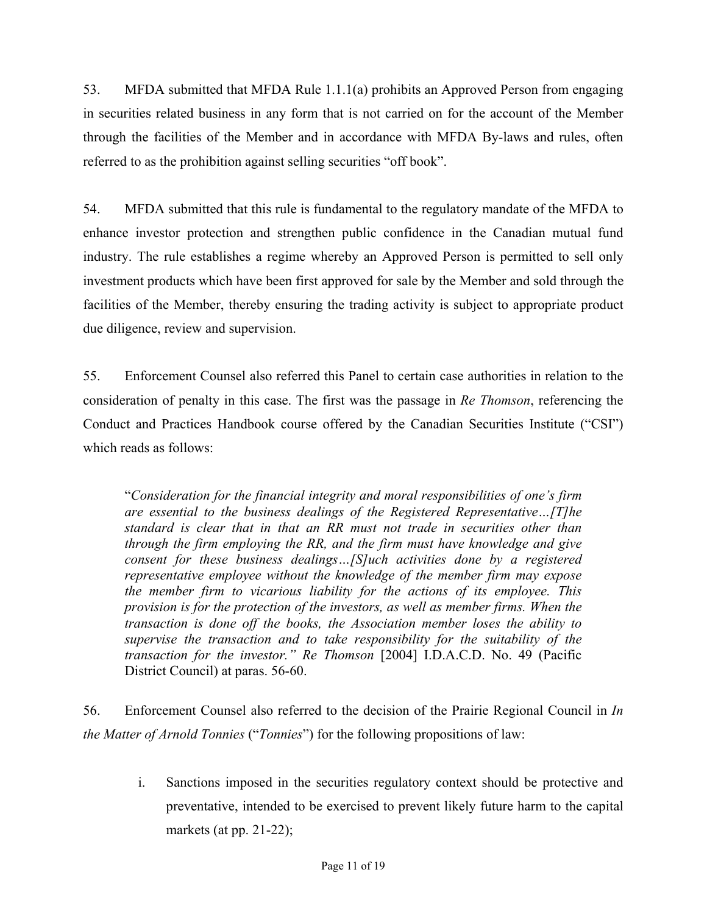53. MFDA submitted that MFDA Rule 1.1.1(a) prohibits an Approved Person from engaging in securities related business in any form that is not carried on for the account of the Member through the facilities of the Member and in accordance with MFDA By-laws and rules, often referred to as the prohibition against selling securities "off book".

54. MFDA submitted that this rule is fundamental to the regulatory mandate of the MFDA to enhance investor protection and strengthen public confidence in the Canadian mutual fund industry. The rule establishes a regime whereby an Approved Person is permitted to sell only investment products which have been first approved for sale by the Member and sold through the facilities of the Member, thereby ensuring the trading activity is subject to appropriate product due diligence, review and supervision.

55. Enforcement Counsel also referred this Panel to certain case authorities in relation to the consideration of penalty in this case. The first was the passage in *Re Thomson*, referencing the Conduct and Practices Handbook course offered by the Canadian Securities Institute ("CSI") which reads as follows:

> "*Consideration for the financial integrity and moral responsibilities of one's firm are essential to the business dealings of the Registered Representative…[T]he standard is clear that in that an RR must not trade in securities other than through the firm employing the RR, and the firm must have knowledge and give consent for these business dealings…[S]uch activities done by a registered representative employee without the knowledge of the member firm may expose the member firm to vicarious liability for the actions of its employee. This provision is for the protection of the investors, as well as member firms. When the transaction is done off the books, the Association member loses the ability to supervise the transaction and to take responsibility for the suitability of the transaction for the investor." Re Thomson* [2004] I.D.A.C.D. No. 49 (Pacific District Council) at paras. 56-60.

56. Enforcement Counsel also referred to the decision of the Prairie Regional Council in *In the Matter of Arnold Tonnies* ("*Tonnies*") for the following propositions of law:

i. Sanctions imposed in the securities regulatory context should be protective and preventative, intended to be exercised to prevent likely future harm to the capital markets (at pp. 21-22);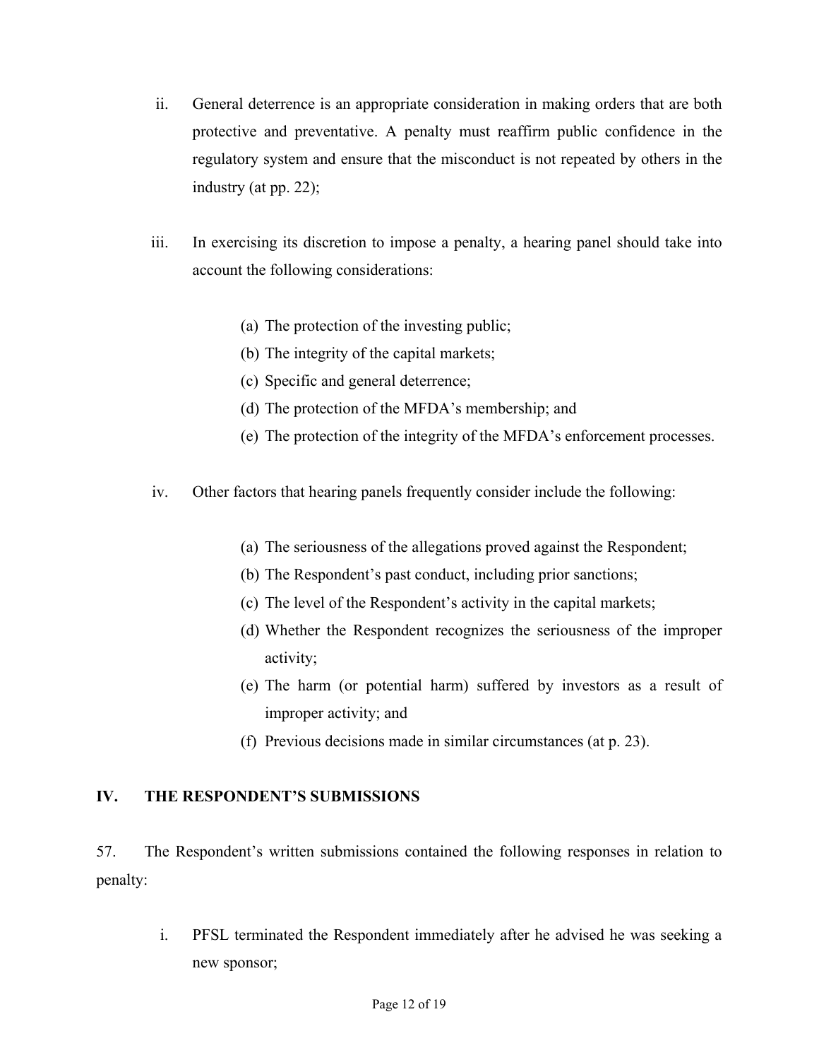ii. General deterrence is an appropriate consideration in making orders that are both protective and preventative. A penalty must reaffirm public confidence in the regulatory system and ensure that the misconduct is not repeated by others in the industry (at pp. 22);

iii. In exercising its discretion to impose a penalty, a hearing panel should take into account the following considerations:

   (a) The protection of the investing public;
   (b) The integrity of the capital markets;
   (c) Specific and general deterrence;
   (d) The protection of the MFDA's membership; and
   (e) The protection of the integrity of the MFDA's enforcement processes.

iv. Other factors that hearing panels frequently consider include the following:

   (a) The seriousness of the allegations proved against the Respondent;
   (b) The Respondent's past conduct, including prior sanctions;
   (c) The level of the Respondent's activity in the capital markets;
   (d) Whether the Respondent recognizes the seriousness of the improper activity;
   (e) The harm (or potential harm) suffered by investors as a result of improper activity; and
   (f) Previous decisions made in similar circumstances (at p. 23).

## IV. THE RESPONDENT'S SUBMISSIONS

57. The Respondent's written submissions contained the following responses in relation to penalty:

i. PFSL terminated the Respondent immediately after he advised he was seeking a new sponsor;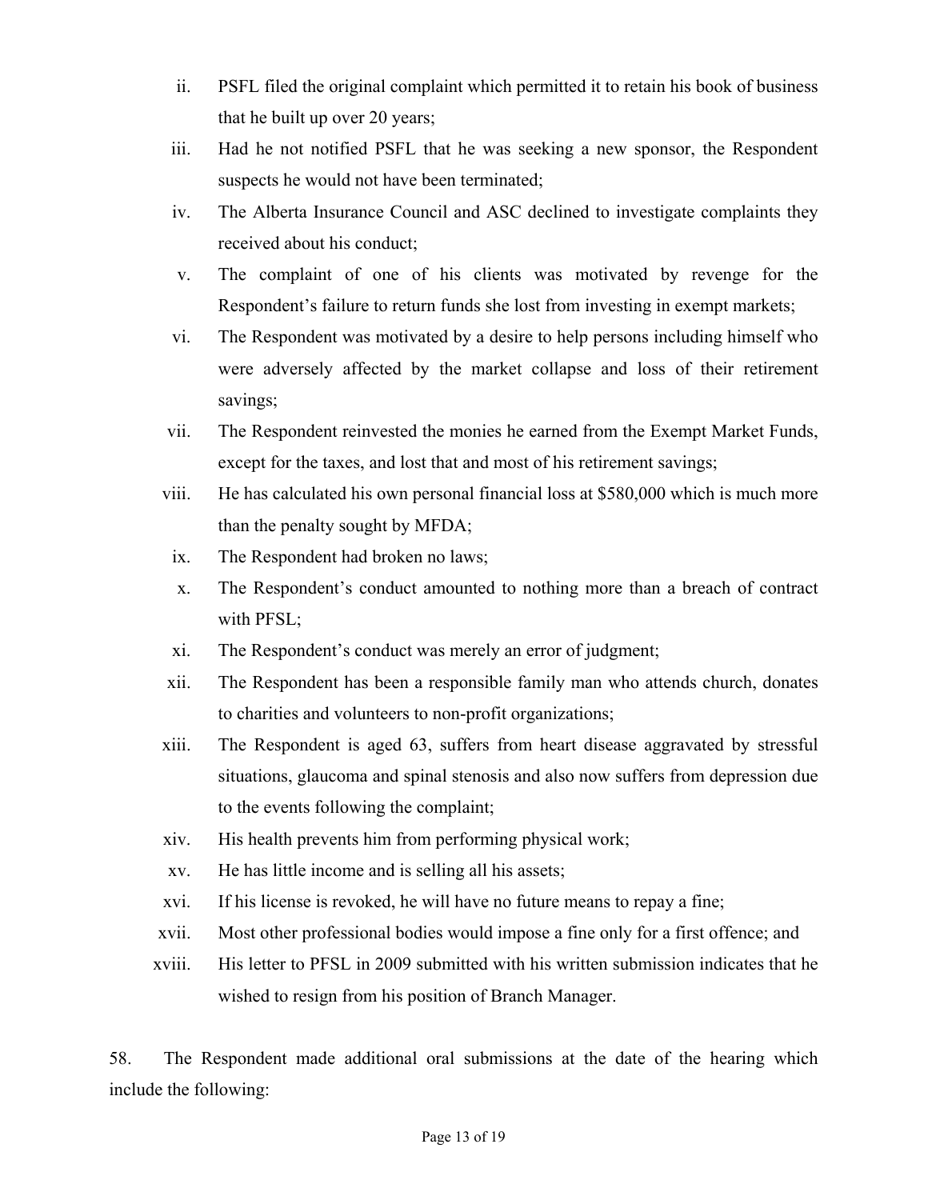ii. PSFL filed the original complaint which permitted it to retain his book of business that he built up over 20 years;

iii. Had he not notified PSFL that he was seeking a new sponsor, the Respondent suspects he would not have been terminated;

iv. The Alberta Insurance Council and ASC declined to investigate complaints they received about his conduct;

v. The complaint of one of his clients was motivated by revenge for the Respondent's failure to return funds she lost from investing in exempt markets;

vi. The Respondent was motivated by a desire to help persons including himself who were adversely affected by the market collapse and loss of their retirement savings;

vii. The Respondent reinvested the monies he earned from the Exempt Market Funds, except for the taxes, and lost that and most of his retirement savings;

viii. He has calculated his own personal financial loss at $580,000 which is much more than the penalty sought by MFDA;

ix. The Respondent had broken no laws;

x. The Respondent's conduct amounted to nothing more than a breach of contract with PFSL;

xi. The Respondent's conduct was merely an error of judgment;

xii. The Respondent has been a responsible family man who attends church, donates to charities and volunteers to non-profit organizations;

xiii. The Respondent is aged 63, suffers from heart disease aggravated by stressful situations, glaucoma and spinal stenosis and also now suffers from depression due to the events following the complaint;

xiv. His health prevents him from performing physical work;

xv. He has little income and is selling all his assets;

xvi. If his license is revoked, he will have no future means to repay a fine;

xvii. Most other professional bodies would impose a fine only for a first offence; and

xviii. His letter to PFSL in 2009 submitted with his written submission indicates that he wished to resign from his position of Branch Manager.

58. The Respondent made additional oral submissions at the date of the hearing which include the following: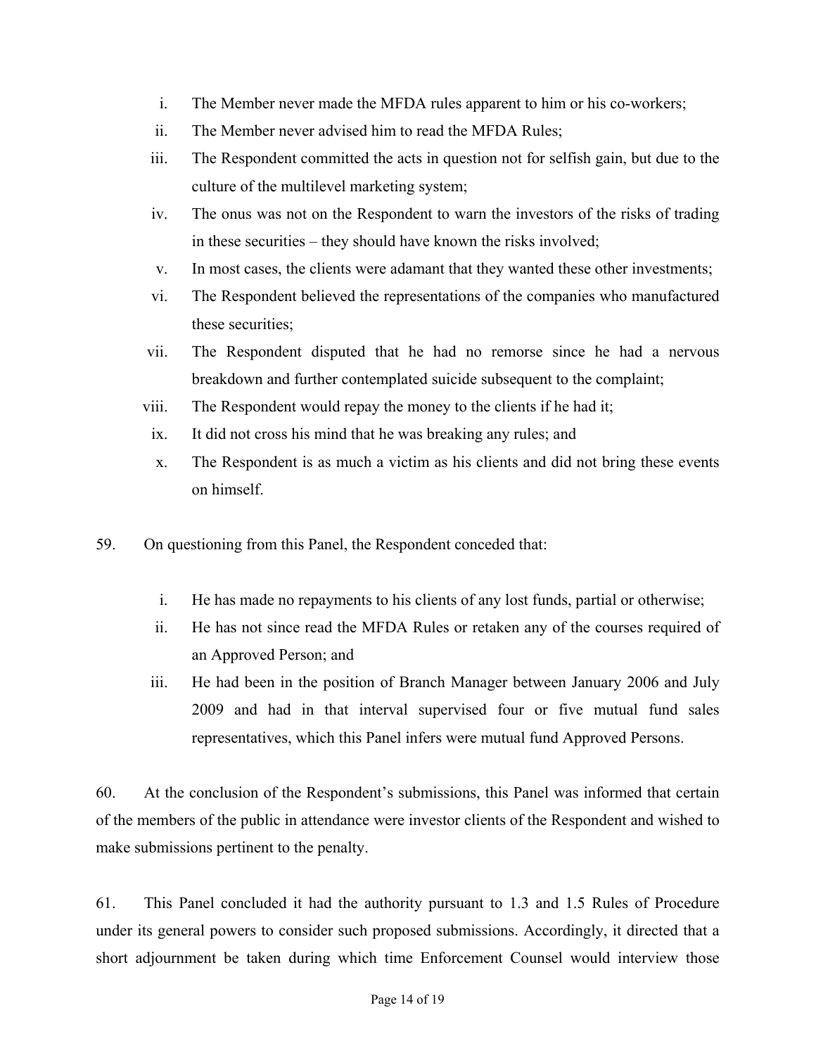i. The Member never made the MFDA rules apparent to him or his co-workers;

ii. The Member never advised him to read the MFDA Rules;

iii. The Respondent committed the acts in question not for selfish gain, but due to the culture of the multilevel marketing system;

iv. The onus was not on the Respondent to warn the investors of the risks of trading in these securities – they should have known the risks involved;

v. In most cases, the clients were adamant that they wanted these other investments;

vi. The Respondent believed the representations of the companies who manufactured these securities;

vii. The Respondent disputed that he had no remorse since he had a nervous breakdown and further contemplated suicide subsequent to the complaint;

viii. The Respondent would repay the money to the clients if he had it;

ix. It did not cross his mind that he was breaking any rules; and

x. The Respondent is as much a victim as his clients and did not bring these events on himself.

59. On questioning from this Panel, the Respondent conceded that:

i. He has made no repayments to his clients of any lost funds, partial or otherwise;

ii. He has not since read the MFDA Rules or retaken any of the courses required of an Approved Person; and

iii. He had been in the position of Branch Manager between January 2006 and July 2009 and had in that interval supervised four or five mutual fund sales representatives, which this Panel infers were mutual fund Approved Persons.

60. At the conclusion of the Respondent's submissions, this Panel was informed that certain of the members of the public in attendance were investor clients of the Respondent and wished to make submissions pertinent to the penalty.

61. This Panel concluded it had the authority pursuant to 1.3 and 1.5 Rules of Procedure under its general powers to consider such proposed submissions. Accordingly, it directed that a short adjournment be taken during which time Enforcement Counsel would interview those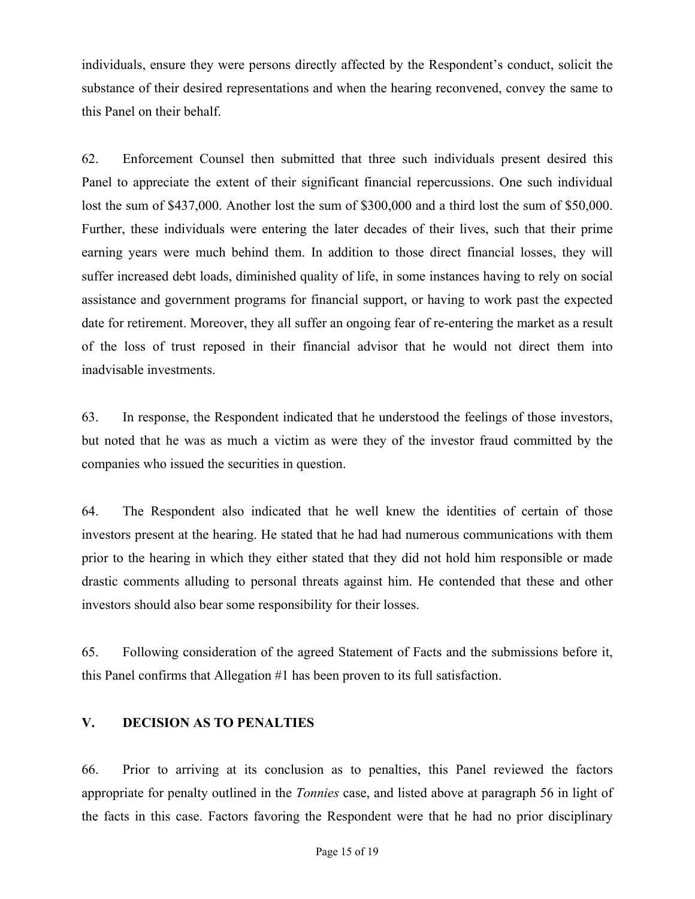individuals, ensure they were persons directly affected by the Respondent's conduct, solicit the substance of their desired representations and when the hearing reconvened, convey the same to this Panel on their behalf.

62. Enforcement Counsel then submitted that three such individuals present desired this Panel to appreciate the extent of their significant financial repercussions. One such individual lost the sum of $437,000. Another lost the sum of $300,000 and a third lost the sum of $50,000. Further, these individuals were entering the later decades of their lives, such that their prime earning years were much behind them. In addition to those direct financial losses, they will suffer increased debt loads, diminished quality of life, in some instances having to rely on social assistance and government programs for financial support, or having to work past the expected date for retirement. Moreover, they all suffer an ongoing fear of re-entering the market as a result of the loss of trust reposed in their financial advisor that he would not direct them into inadvisable investments.

63. In response, the Respondent indicated that he understood the feelings of those investors, but noted that he was as much a victim as were they of the investor fraud committed by the companies who issued the securities in question.

64. The Respondent also indicated that he well knew the identities of certain of those investors present at the hearing. He stated that he had had numerous communications with them prior to the hearing in which they either stated that they did not hold him responsible or made drastic comments alluding to personal threats against him. He contended that these and other investors should also bear some responsibility for their losses.

65. Following consideration of the agreed Statement of Facts and the submissions before it, this Panel confirms that Allegation #1 has been proven to its full satisfaction.

## V. DECISION AS TO PENALTIES

66. Prior to arriving at its conclusion as to penalties, this Panel reviewed the factors appropriate for penalty outlined in the *Tonnies* case, and listed above at paragraph 56 in light of the facts in this case. Factors favoring the Respondent were that he had no prior disciplinary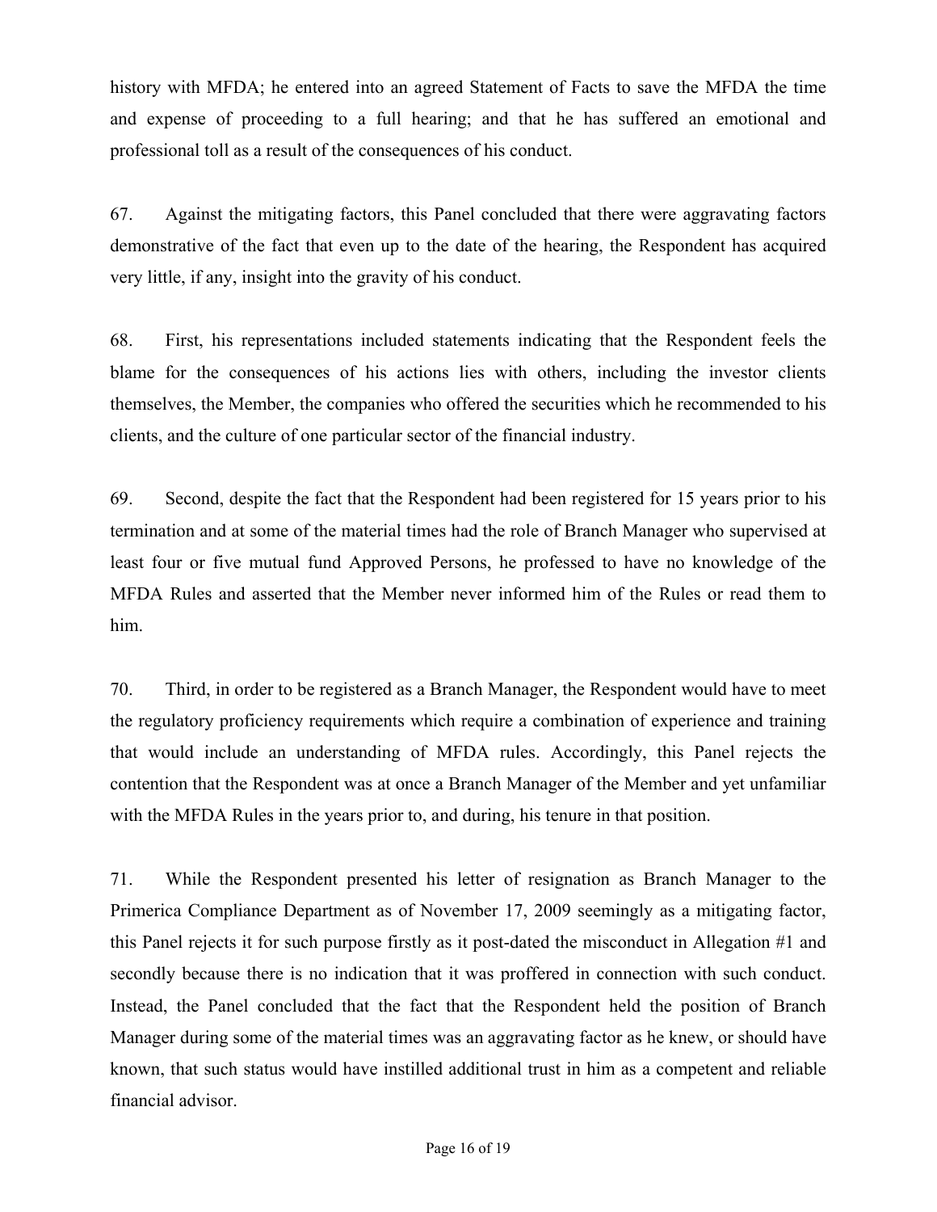history with MFDA; he entered into an agreed Statement of Facts to save the MFDA the time and expense of proceeding to a full hearing; and that he has suffered an emotional and professional toll as a result of the consequences of his conduct.

67. Against the mitigating factors, this Panel concluded that there were aggravating factors demonstrative of the fact that even up to the date of the hearing, the Respondent has acquired very little, if any, insight into the gravity of his conduct.

68. First, his representations included statements indicating that the Respondent feels the blame for the consequences of his actions lies with others, including the investor clients themselves, the Member, the companies who offered the securities which he recommended to his clients, and the culture of one particular sector of the financial industry.

69. Second, despite the fact that the Respondent had been registered for 15 years prior to his termination and at some of the material times had the role of Branch Manager who supervised at least four or five mutual fund Approved Persons, he professed to have no knowledge of the MFDA Rules and asserted that the Member never informed him of the Rules or read them to him.

70. Third, in order to be registered as a Branch Manager, the Respondent would have to meet the regulatory proficiency requirements which require a combination of experience and training that would include an understanding of MFDA rules. Accordingly, this Panel rejects the contention that the Respondent was at once a Branch Manager of the Member and yet unfamiliar with the MFDA Rules in the years prior to, and during, his tenure in that position.

71. While the Respondent presented his letter of resignation as Branch Manager to the Primerica Compliance Department as of November 17, 2009 seemingly as a mitigating factor, this Panel rejects it for such purpose firstly as it post-dated the misconduct in Allegation #1 and secondly because there is no indication that it was proffered in connection with such conduct. Instead, the Panel concluded that the fact that the Respondent held the position of Branch Manager during some of the material times was an aggravating factor as he knew, or should have known, that such status would have instilled additional trust in him as a competent and reliable financial advisor.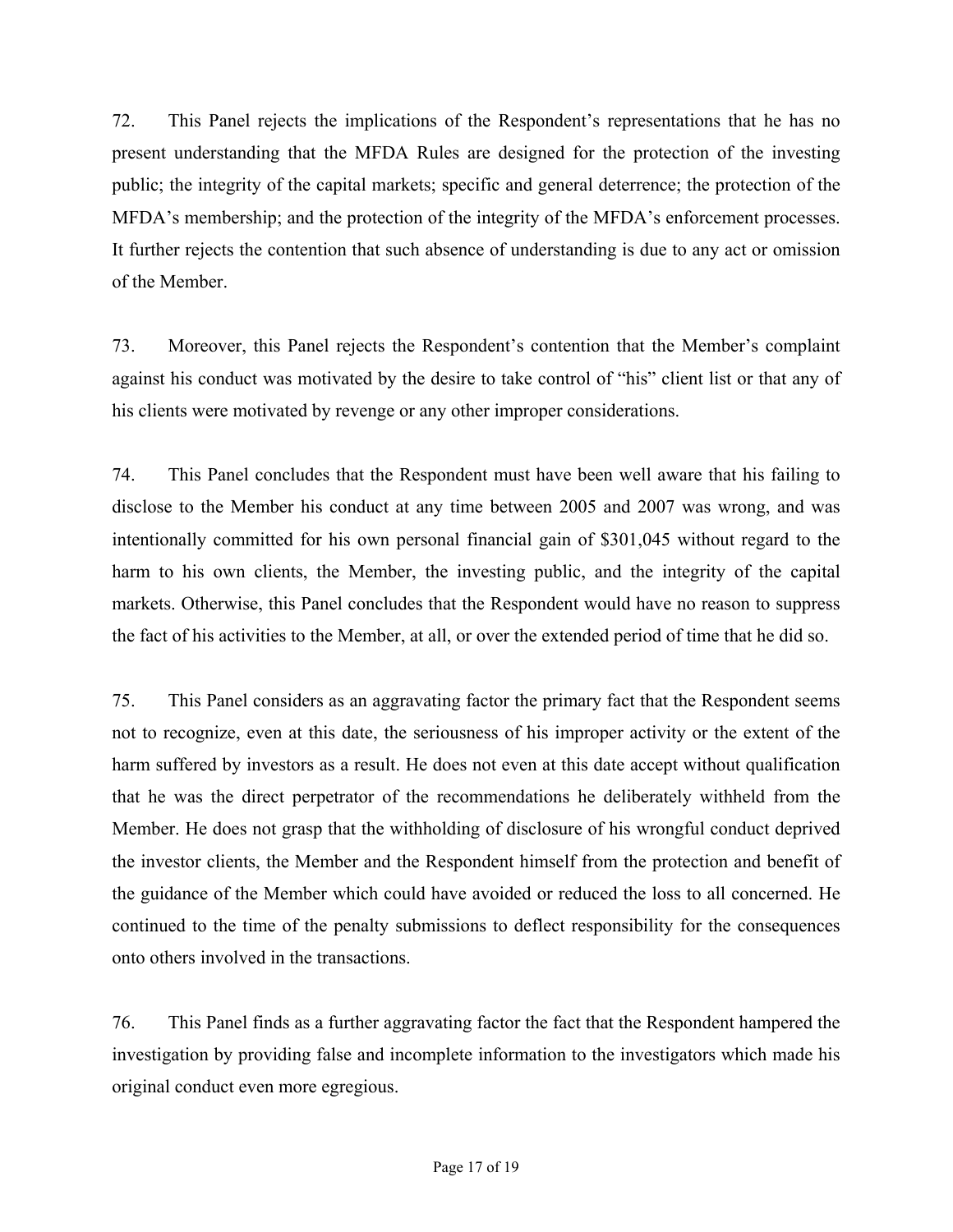72. This Panel rejects the implications of the Respondent's representations that he has no present understanding that the MFDA Rules are designed for the protection of the investing public; the integrity of the capital markets; specific and general deterrence; the protection of the MFDA's membership; and the protection of the integrity of the MFDA's enforcement processes. It further rejects the contention that such absence of understanding is due to any act or omission of the Member.

73. Moreover, this Panel rejects the Respondent's contention that the Member's complaint against his conduct was motivated by the desire to take control of "his" client list or that any of his clients were motivated by revenge or any other improper considerations.

74. This Panel concludes that the Respondent must have been well aware that his failing to disclose to the Member his conduct at any time between 2005 and 2007 was wrong, and was intentionally committed for his own personal financial gain of $301,045 without regard to the harm to his own clients, the Member, the investing public, and the integrity of the capital markets. Otherwise, this Panel concludes that the Respondent would have no reason to suppress the fact of his activities to the Member, at all, or over the extended period of time that he did so.

75. This Panel considers as an aggravating factor the primary fact that the Respondent seems not to recognize, even at this date, the seriousness of his improper activity or the extent of the harm suffered by investors as a result. He does not even at this date accept without qualification that he was the direct perpetrator of the recommendations he deliberately withheld from the Member. He does not grasp that the withholding of disclosure of his wrongful conduct deprived the investor clients, the Member and the Respondent himself from the protection and benefit of the guidance of the Member which could have avoided or reduced the loss to all concerned. He continued to the time of the penalty submissions to deflect responsibility for the consequences onto others involved in the transactions.

76. This Panel finds as a further aggravating factor the fact that the Respondent hampered the investigation by providing false and incomplete information to the investigators which made his original conduct even more egregious.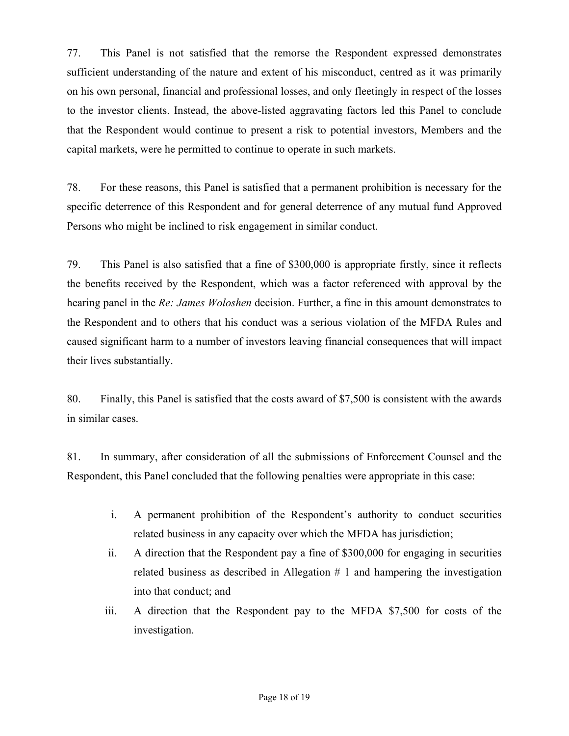77. This Panel is not satisfied that the remorse the Respondent expressed demonstrates sufficient understanding of the nature and extent of his misconduct, centred as it was primarily on his own personal, financial and professional losses, and only fleetingly in respect of the losses to the investor clients. Instead, the above-listed aggravating factors led this Panel to conclude that the Respondent would continue to present a risk to potential investors, Members and the capital markets, were he permitted to continue to operate in such markets.

78. For these reasons, this Panel is satisfied that a permanent prohibition is necessary for the specific deterrence of this Respondent and for general deterrence of any mutual fund Approved Persons who might be inclined to risk engagement in similar conduct.

79. This Panel is also satisfied that a fine of $300,000 is appropriate firstly, since it reflects the benefits received by the Respondent, which was a factor referenced with approval by the hearing panel in the *Re: James Woloshen* decision. Further, a fine in this amount demonstrates to the Respondent and to others that his conduct was a serious violation of the MFDA Rules and caused significant harm to a number of investors leaving financial consequences that will impact their lives substantially.

80. Finally, this Panel is satisfied that the costs award of $7,500 is consistent with the awards in similar cases.

81. In summary, after consideration of all the submissions of Enforcement Counsel and the Respondent, this Panel concluded that the following penalties were appropriate in this case:

i. A permanent prohibition of the Respondent's authority to conduct securities related business in any capacity over which the MFDA has jurisdiction;

ii. A direction that the Respondent pay a fine of $300,000 for engaging in securities related business as described in Allegation # 1 and hampering the investigation into that conduct; and

iii. A direction that the Respondent pay to the MFDA $7,500 for costs of the investigation.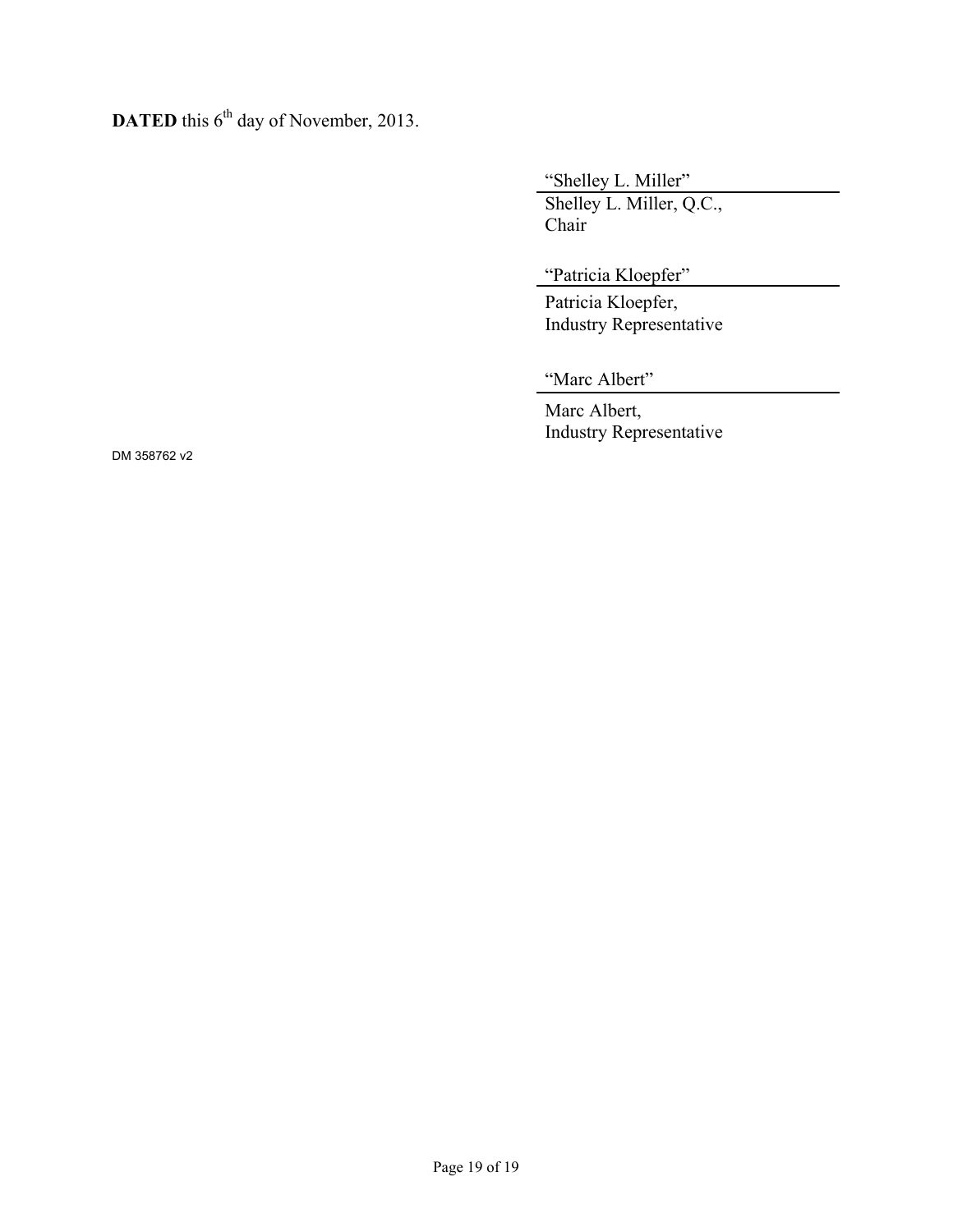**DATED** this 6th day of November, 2013.

"Shelley L. Miller"
Shelley L. Miller, Q.C.,
Chair

"Patricia Kloepfer"
Patricia Kloepfer,
Industry Representative

"Marc Albert"
Marc Albert,
Industry Representative

DM 358762 v2